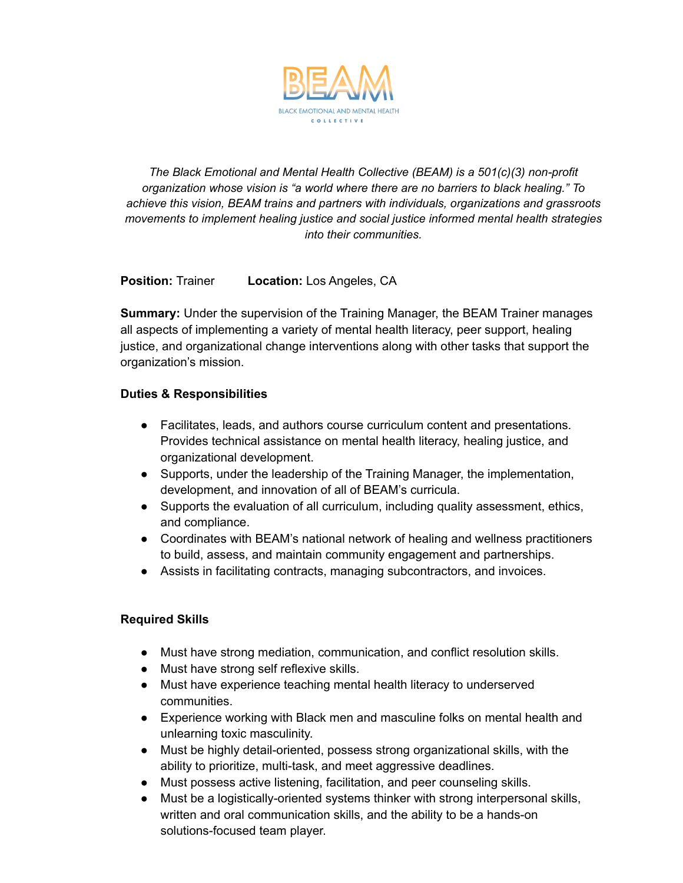BEAM

BLACK EMOTIONAL AND MENTAL HEALTH COLLECTIVE

*The Black Emotional and Mental Health Collective (BEAM) is a 501(c)(3) non-profit organization whose vision is "a world where there are no barriers to black healing." To achieve this vision, BEAM trains and partners with individuals, organizations and grassroots movements to implement healing justice and social justice informed mental health strategies into their communities.*

**Position:** Trainer **Location:** Los Angeles, CA

**Summary:** Under the supervision of the Training Manager, the BEAM Trainer manages all aspects of implementing a variety of mental health literacy, peer support, healing justice, and organizational change interventions along with other tasks that support the organization's mission.

**Duties & Responsibilities**

- Facilitates, leads, and authors course curriculum content and presentations. Provides technical assistance on mental health literacy, healing justice, and organizational development.
- Supports, under the leadership of the Training Manager, the implementation, development, and innovation of all of BEAM's curricula.
- Supports the evaluation of all curriculum, including quality assessment, ethics, and compliance.
- Coordinates with BEAM's national network of healing and wellness practitioners to build, assess, and maintain community engagement and partnerships.
- Assists in facilitating contracts, managing subcontractors, and invoices.

**Required Skills**

- Must have strong mediation, communication, and conflict resolution skills.
- Must have strong self reflexive skills.
- Must have experience teaching mental health literacy to underserved communities.
- Experience working with Black men and masculine folks on mental health and unlearning toxic masculinity.
- Must be highly detail-oriented, possess strong organizational skills, with the ability to prioritize, multi-task, and meet aggressive deadlines.
- Must possess active listening, facilitation, and peer counseling skills.
- Must be a logistically-oriented systems thinker with strong interpersonal skills, written and oral communication skills, and the ability to be a hands-on solutions-focused team player.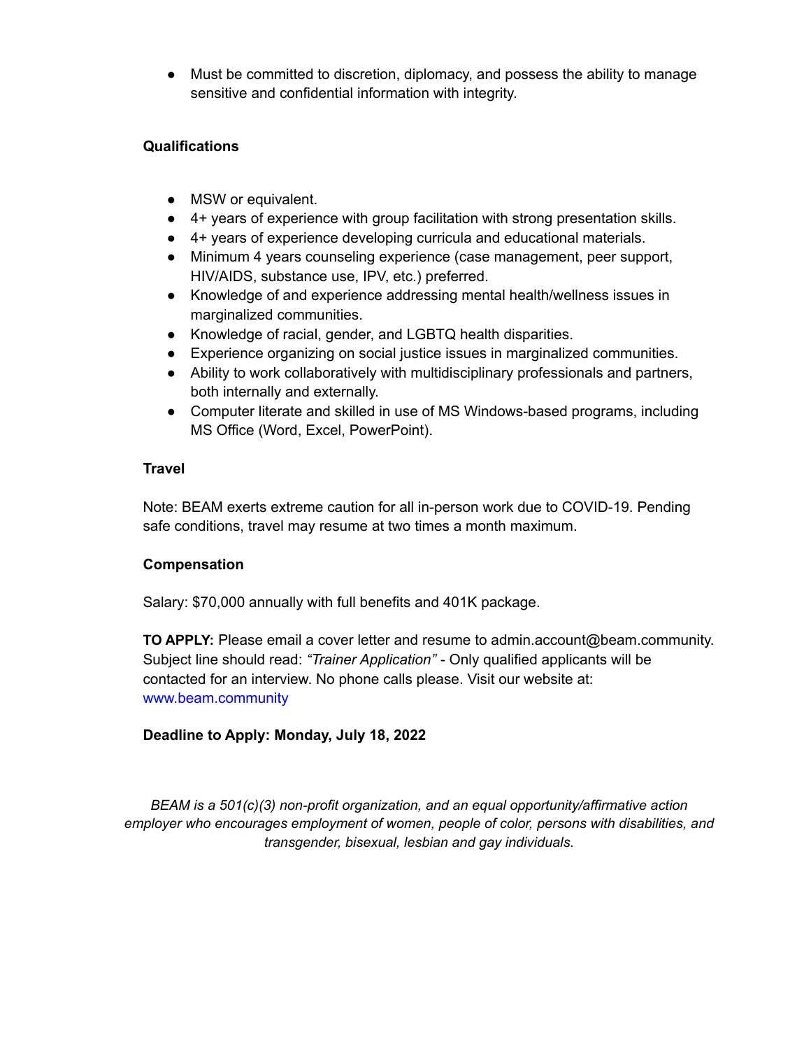- Must be committed to discretion, diplomacy, and possess the ability to manage sensitive and confidential information with integrity.

**Qualifications**

- MSW or equivalent.
- 4+ years of experience with group facilitation with strong presentation skills.
- 4+ years of experience developing curricula and educational materials.
- Minimum 4 years counseling experience (case management, peer support, HIV/AIDS, substance use, IPV, etc.) preferred.
- Knowledge of and experience addressing mental health/wellness issues in marginalized communities.
- Knowledge of racial, gender, and LGBTQ health disparities.
- Experience organizing on social justice issues in marginalized communities.
- Ability to work collaboratively with multidisciplinary professionals and partners, both internally and externally.
- Computer literate and skilled in use of MS Windows-based programs, including MS Office (Word, Excel, PowerPoint).

**Travel**

Note: BEAM exerts extreme caution for all in-person work due to COVID-19. Pending safe conditions, travel may resume at two times a month maximum.

**Compensation**

Salary: $70,000 annually with full benefits and 401K package.

**TO APPLY:** Please email a cover letter and resume to admin.account@beam.community. Subject line should read: *"Trainer Application"* - Only qualified applicants will be contacted for an interview. No phone calls please. Visit our website at: www.beam.community

**Deadline to Apply: Monday, July 18, 2022**

*BEAM is a 501(c)(3) non-profit organization, and an equal opportunity/affirmative action employer who encourages employment of women, people of color, persons with disabilities, and transgender, bisexual, lesbian and gay individuals.*